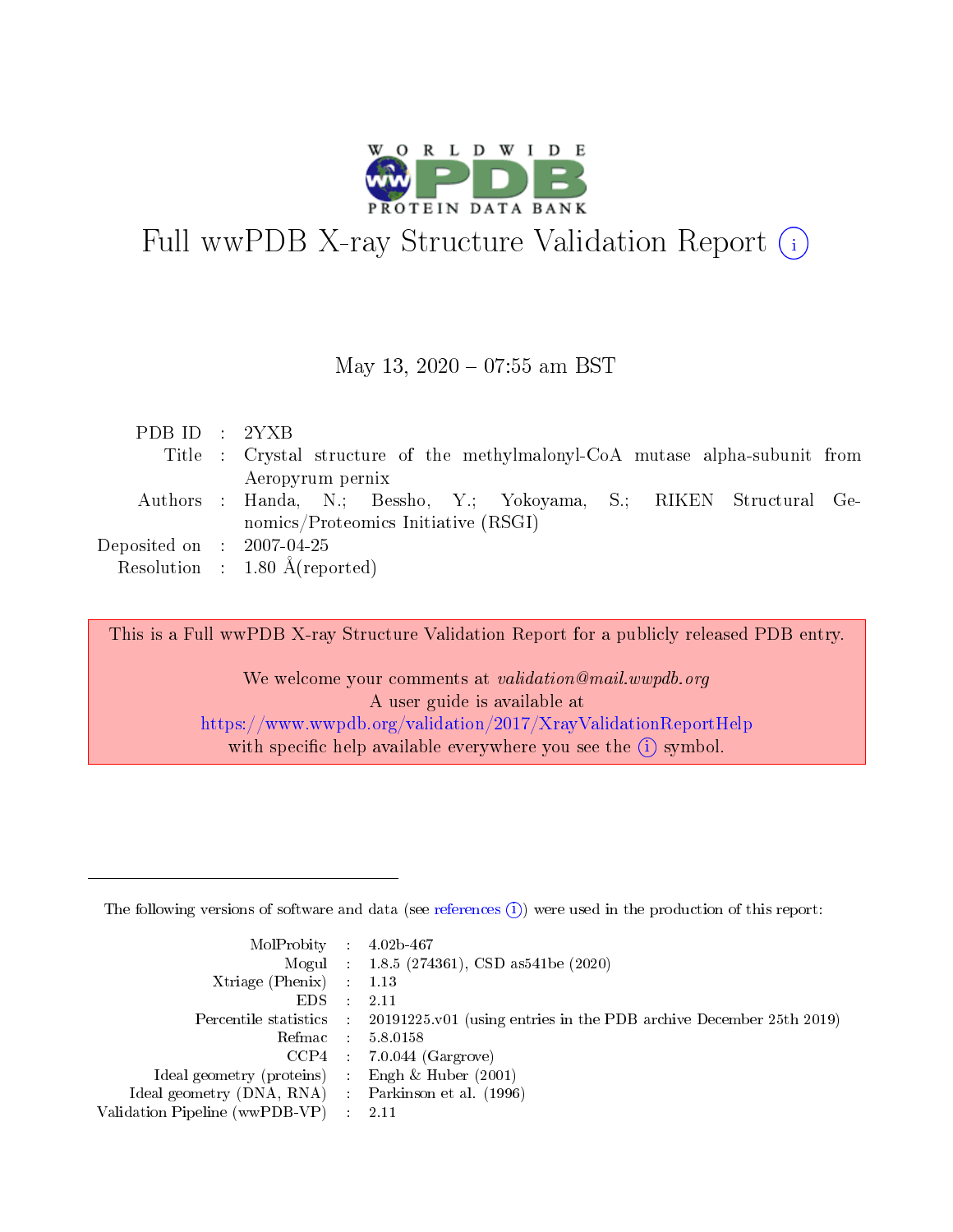# Full wwPDB X-ray Structure Validation Report

May 13, 2020 – 07:55 am BST

| | | |
|---|---|---|
| PDB ID | : | 2YXB |
| Title | : | Crystal structure of the methylmalonyl-CoA mutase alpha-subunit from Aeropyrum pernix |
| Authors | : | Handa, N.; Bessho, Y.; Yokoyama, S.; RIKEN Structural Genomics/Proteomics Initiative (RSGI) |
| Deposited on | : | 2007-04-25 |
| Resolution | : | 1.80 Å(reported) |

This is a Full wwPDB X-ray Structure Validation Report for a publicly released PDB entry.

We welcome your comments at *validation@mail.wwpdb.org*
A user guide is available at
https://www.wwpdb.org/validation/2017/XrayValidationReportHelp
with specific help available everywhere you see the (i) symbol.

The following versions of software and data (see references (i)) were used in the production of this report:

| | | |
|---|---|---|
| MolProbity | : | 4.02b-467 |
| Mogul | : | 1.8.5 (274361), CSD as541be (2020) |
| Xtriage (Phenix) | : | 1.13 |
| EDS | : | 2.11 |
| Percentile statistics | : | 20191225.v01 (using entries in the PDB archive December 25th 2019) |
| Refmac | : | 5.8.0158 |
| CCP4 | : | 7.0.044 (Gargrove) |
| Ideal geometry (proteins) | : | Engh & Huber (2001) |
| Ideal geometry (DNA, RNA) | : | Parkinson et al. (1996) |
| Validation Pipeline (wwPDB-VP) | : | 2.11 |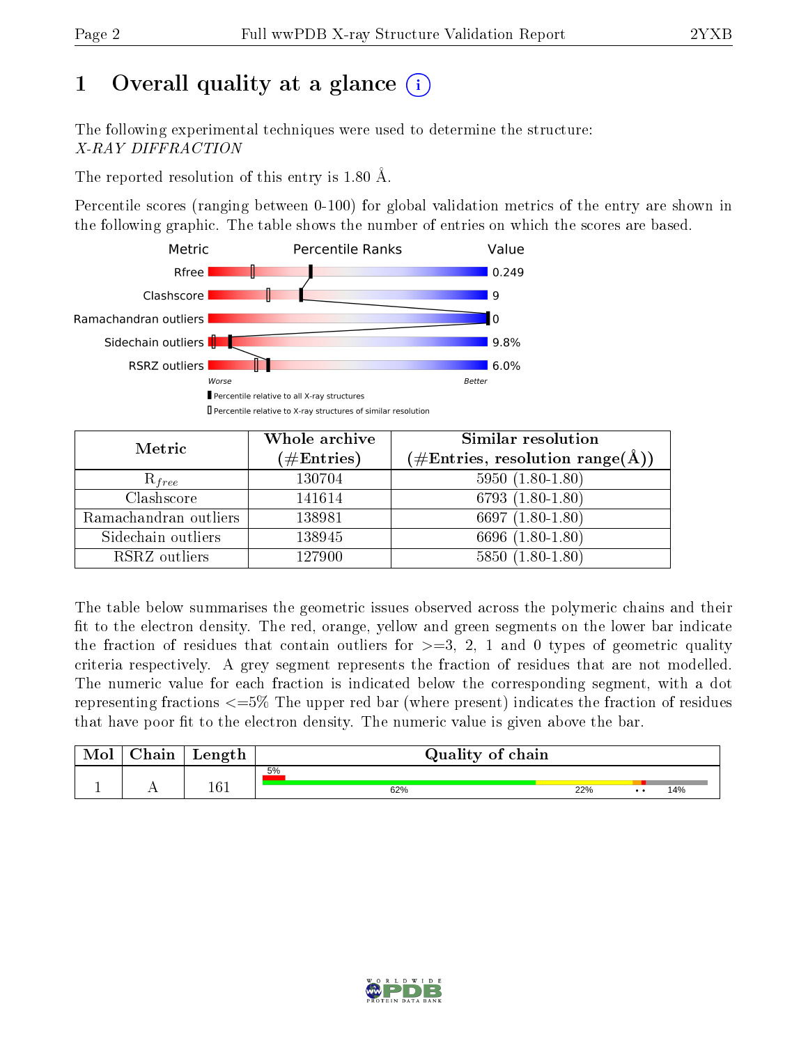# 1 Overall quality at a glance

The following experimental techniques were used to determine the structure: *X-RAY DIFFRACTION*

The reported resolution of this entry is 1.80 Å.

Percentile scores (ranging between 0-100) for global validation metrics of the entry are shown in the following graphic. The table shows the number of entries on which the scores are based.

| Metric | Value |
|---|---|
| Rfree | 0.249 |
| Clashscore | 9 |
| Ramachandran outliers | 0 |
| Sidechain outliers | 9.8% |
| RSRZ outliers | 6.0% |

Worse — Better

Percentile relative to all X-ray structures

Percentile relative to X-ray structures of similar resolution

| Metric | Whole archive (#Entries) | Similar resolution (#Entries, resolution range(Å)) |
|---|---|---|
| $R_{free}$ | 130704 | 5950 (1.80-1.80) |
| Clashscore | 141614 | 6793 (1.80-1.80) |
| Ramachandran outliers | 138981 | 6697 (1.80-1.80) |
| Sidechain outliers | 138945 | 6696 (1.80-1.80) |
| RSRZ outliers | 127900 | 5850 (1.80-1.80) |

The table below summarises the geometric issues observed across the polymeric chains and their fit to the electron density. The red, orange, yellow and green segments on the lower bar indicate the fraction of residues that contain outliers for >=3, 2, 1 and 0 types of geometric quality criteria respectively. A grey segment represents the fraction of residues that are not modelled. The numeric value for each fraction is indicated below the corresponding segment, with a dot representing fractions <=5% The upper red bar (where present) indicates the fraction of residues that have poor fit to the electron density. The numeric value is given above the bar.

| Mol | Chain | Length | Quality of chain |
|---|---|---|---|
| 1 | A | 161 | 5% / 62% 22% • • 14% |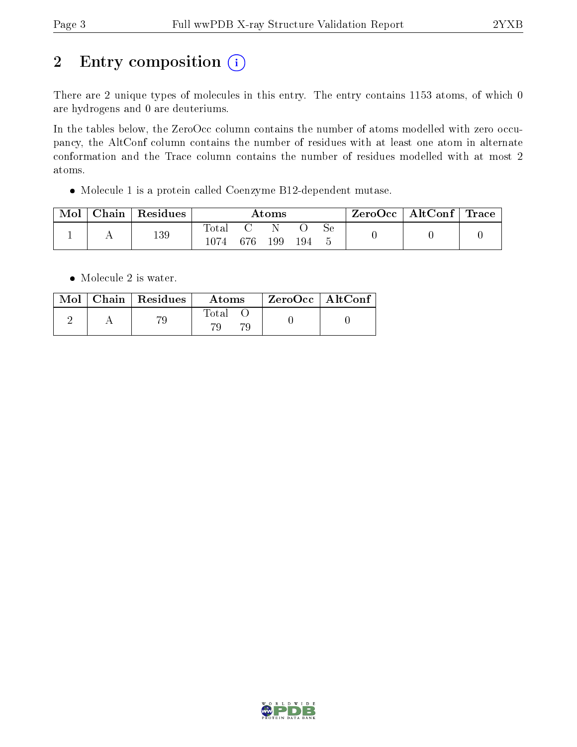# 2 Entry composition

There are 2 unique types of molecules in this entry. The entry contains 1153 atoms, of which 0 are hydrogens and 0 are deuteriums.

In the tables below, the ZeroOcc column contains the number of atoms modelled with zero occupancy, the AltConf column contains the number of residues with at least one atom in alternate conformation and the Trace column contains the number of residues modelled with at most 2 atoms.

- Molecule 1 is a protein called Coenzyme B12-dependent mutase.

| Mol | Chain | Residues | Atoms | | | | | ZeroOcc | AltConf | Trace |
|---|---|---|---|---|---|---|---|---|---|---|
| 1 | A | 139 | Total<br>1074 | C<br>676 | N<br>199 | O<br>194 | Se<br>5 | 0 | 0 | 0 |

- Molecule 2 is water.

| Mol | Chain | Residues | Atoms | | ZeroOcc | AltConf |
|---|---|---|---|---|---|---|
| 2 | A | 79 | Total<br>79 | O<br>79 | 0 | 0 |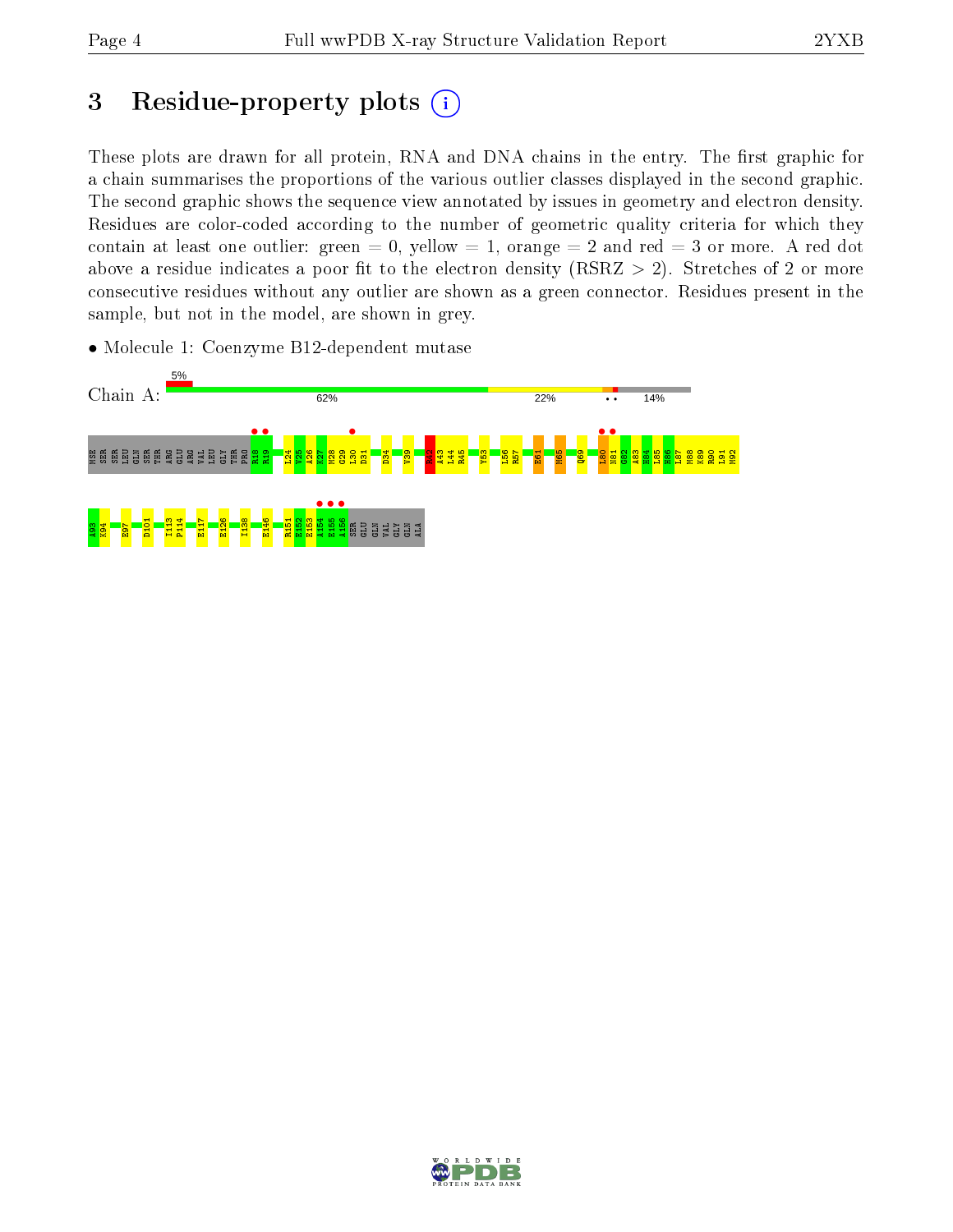# 3 Residue-property plots

These plots are drawn for all protein, RNA and DNA chains in the entry. The first graphic for a chain summarises the proportions of the various outlier classes displayed in the second graphic. The second graphic shows the sequence view annotated by issues in geometry and electron density. Residues are color-coded according to the number of geometric quality criteria for which they contain at least one outlier: green = 0, yellow = 1, orange = 2 and red = 3 or more. A red dot above a residue indicates a poor fit to the electron density (RSRZ > 2). Stretches of 2 or more consecutive residues without any outlier are shown as a green connector. Residues present in the sample, but not in the model, are shown in grey.

- Molecule 1: Coenzyme B12-dependent mutase

Chain A: 5% | 62% | 22% | • • | 14%

MSE SER SER LEU GLN SER THR ARG GLU ARG VAL LEU GLY THR PRO R18 R19 L24 V25 A26 N27 M28 G29 L30 D31 D34 V39 R42 A43 L44 R45 Y53 L56 R57 E61 M65 Q69 L80 N81 G82 A83 H84 L85 H86 L87 M88 K89 R90 L91 M92

A93 K94 E97 D101 I113 P114 E117 E126 I138 E146 R151 E152 E153 A154 E155 A156 SER GLU GLN VAL GLY GLN ALA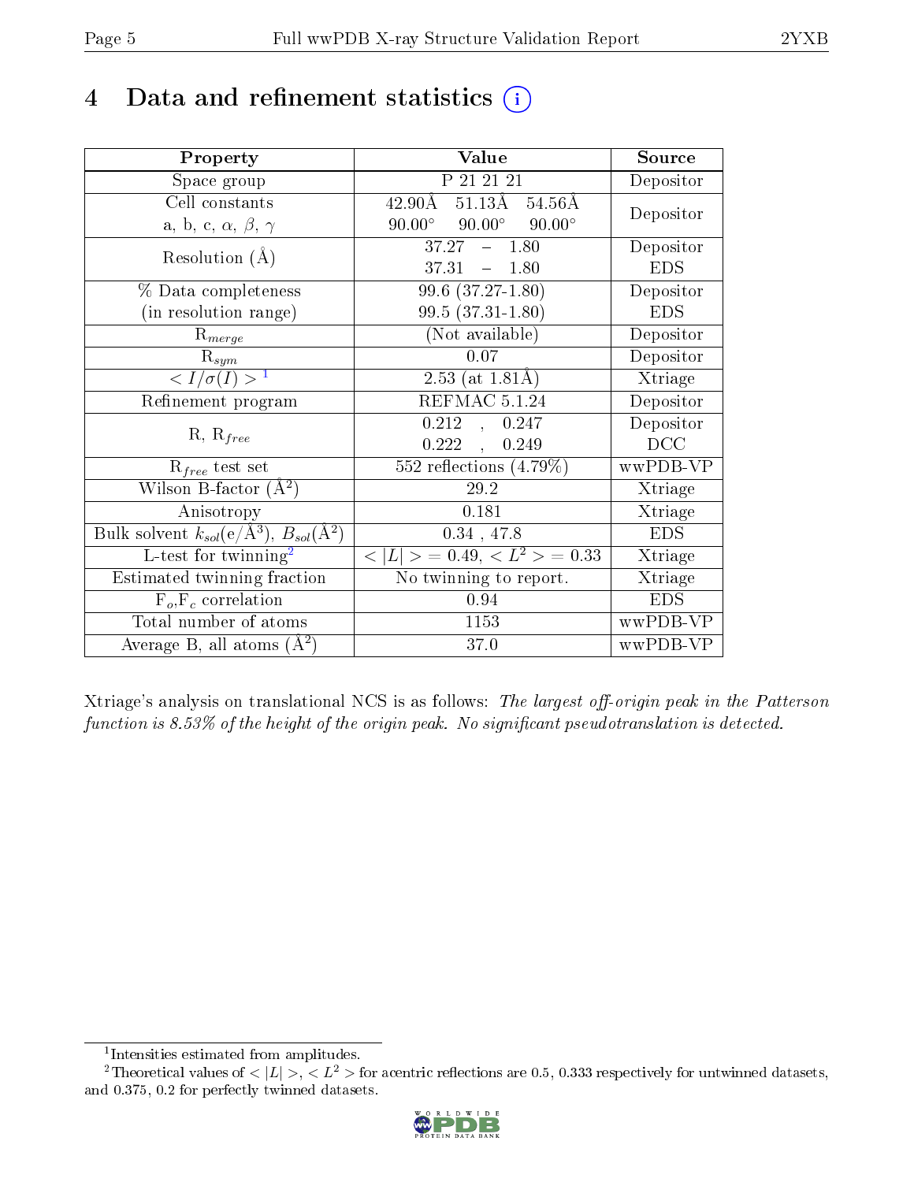# 4 Data and refinement statistics (i)

| Property | Value | Source |
|---|---|---|
| Space group | P 21 21 21 | Depositor |
| Cell constants<br>a, b, c, $\alpha$, $\beta$, $\gamma$ | 42.90Å 51.13Å 54.56Å<br>90.00° 90.00° 90.00° | Depositor |
| Resolution (Å) | 37.27 – 1.80<br>37.31 – 1.80 | Depositor<br>EDS |
| % Data completeness<br>(in resolution range) | 99.6 (37.27-1.80)<br>99.5 (37.31-1.80) | Depositor<br>EDS |
| $R_{merge}$ | (Not available) | Depositor |
| $R_{sym}$ | 0.07 | Depositor |
| $< I/\sigma(I) >$ [1] | 2.53 (at 1.81Å) | Xtriage |
| Refinement program | REFMAC 5.1.24 | Depositor |
| R, $R_{free}$ | 0.212 , 0.247<br>0.222 , 0.249 | Depositor<br>DCC |
| $R_{free}$ test set | 552 reflections (4.79%) | wwPDB-VP |
| Wilson B-factor ($Å^2$) | 29.2 | Xtriage |
| Anisotropy | 0.181 | Xtriage |
| Bulk solvent $k_{sol}$(e/$Å^3$), $B_{sol}$($Å^2$) | 0.34 , 47.8 | EDS |
| L-test for twinning[2] | $< \|L\| > = 0.49$, $< L^2 > = 0.33$ | Xtriage |
| Estimated twinning fraction | No twinning to report. | Xtriage |
| $F_o$,$F_c$ correlation | 0.94 | EDS |
| Total number of atoms | 1153 | wwPDB-VP |
| Average B, all atoms ($Å^2$) | 37.0 | wwPDB-VP |

Xtriage's analysis on translational NCS is as follows: *The largest off-origin peak in the Patterson function is 8.53% of the height of the origin peak. No significant pseudotranslation is detected.*

[1] Intensities estimated from amplitudes.

[2] Theoretical values of $< |L| >$, $< L^2 >$ for acentric reflections are 0.5, 0.333 respectively for untwinned datasets, and 0.375, 0.2 for perfectly twinned datasets.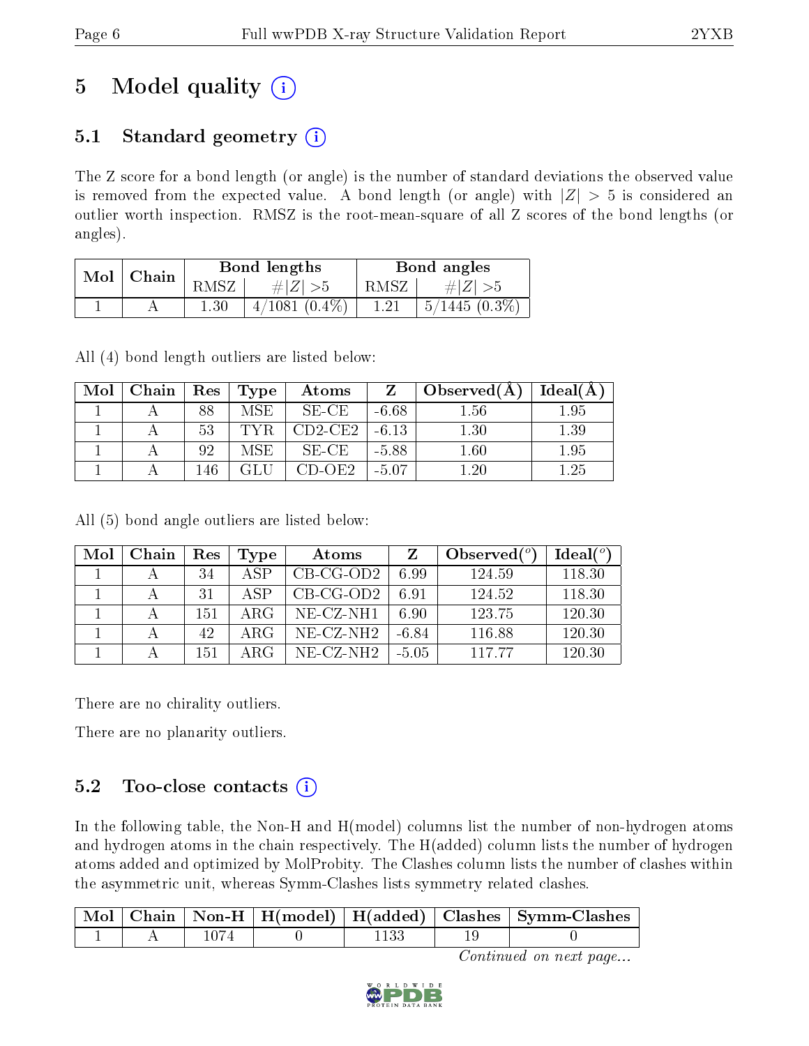# 5 Model quality

## 5.1 Standard geometry

The Z score for a bond length (or angle) is the number of standard deviations the observed value is removed from the expected value. A bond length (or angle) with $|Z| > 5$ is considered an outlier worth inspection. RMSZ is the root-mean-square of all Z scores of the bond lengths (or angles).

| Mol | Chain | Bond lengths | | Bond angles | |
|---|---|---|---|---|---|
| | | RMSZ | #$\|Z\|$ >5 | RMSZ | #$\|Z\|$ >5 |
| 1 | A | 1.30 | 4/1081 (0.4%) | 1.21 | 5/1445 (0.3%) |

All (4) bond length outliers are listed below:

| Mol | Chain | Res | Type | Atoms | Z | Observed(Å) | Ideal(Å) |
|---|---|---|---|---|---|---|---|
| 1 | A | 88 | MSE | SE-CE | -6.68 | 1.56 | 1.95 |
| 1 | A | 53 | TYR | CD2-CE2 | -6.13 | 1.30 | 1.39 |
| 1 | A | 92 | MSE | SE-CE | -5.88 | 1.60 | 1.95 |
| 1 | A | 146 | GLU | CD-OE2 | -5.07 | 1.20 | 1.25 |

All (5) bond angle outliers are listed below:

| Mol | Chain | Res | Type | Atoms | Z | Observed(°) | Ideal(°) |
|---|---|---|---|---|---|---|---|
| 1 | A | 34 | ASP | CB-CG-OD2 | 6.99 | 124.59 | 118.30 |
| 1 | A | 31 | ASP | CB-CG-OD2 | 6.91 | 124.52 | 118.30 |
| 1 | A | 151 | ARG | NE-CZ-NH1 | 6.90 | 123.75 | 120.30 |
| 1 | A | 42 | ARG | NE-CZ-NH2 | -6.84 | 116.88 | 120.30 |
| 1 | A | 151 | ARG | NE-CZ-NH2 | -5.05 | 117.77 | 120.30 |

There are no chirality outliers.

There are no planarity outliers.

## 5.2 Too-close contacts

In the following table, the Non-H and H(model) columns list the number of non-hydrogen atoms and hydrogen atoms in the chain respectively. The H(added) column lists the number of hydrogen atoms added and optimized by MolProbity. The Clashes column lists the number of clashes within the asymmetric unit, whereas Symm-Clashes lists symmetry related clashes.

| Mol | Chain | Non-H | H(model) | H(added) | Clashes | Symm-Clashes |
|---|---|---|---|---|---|---|
| 1 | A | 1074 | 0 | 1133 | 19 | 0 |

*Continued on next page...*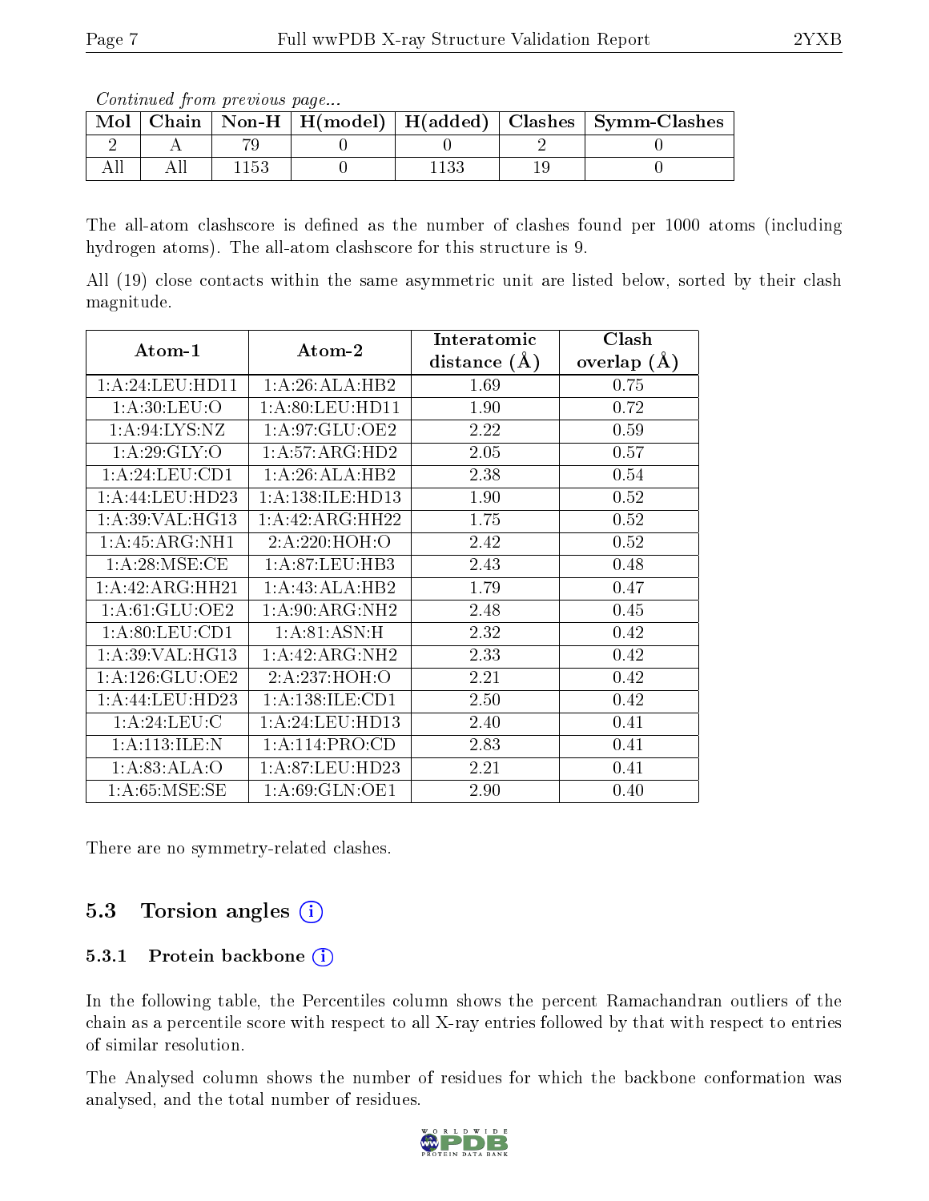*Continued from previous page...*

| Mol | Chain | Non-H | H(model) | H(added) | Clashes | Symm-Clashes |
|---|---|---|---|---|---|---|
| 2 | A | 79 | 0 | 0 | 2 | 0 |
| All | All | 1153 | 0 | 1133 | 19 | 0 |

The all-atom clashscore is defined as the number of clashes found per 1000 atoms (including hydrogen atoms). The all-atom clashscore for this structure is 9.

All (19) close contacts within the same asymmetric unit are listed below, sorted by their clash magnitude.

| Atom-1 | Atom-2 | Interatomic distance (Å) | Clash overlap (Å) |
|---|---|---|---|
| 1:A:24:LEU:HD11 | 1:A:26:ALA:HB2 | 1.69 | 0.75 |
| 1:A:30:LEU:O | 1:A:80:LEU:HD11 | 1.90 | 0.72 |
| 1:A:94:LYS:NZ | 1:A:97:GLU:OE2 | 2.22 | 0.59 |
| 1:A:29:GLY:O | 1:A:57:ARG:HD2 | 2.05 | 0.57 |
| 1:A:24:LEU:CD1 | 1:A:26:ALA:HB2 | 2.38 | 0.54 |
| 1:A:44:LEU:HD23 | 1:A:138:ILE:HD13 | 1.90 | 0.52 |
| 1:A:39:VAL:HG13 | 1:A:42:ARG:HH22 | 1.75 | 0.52 |
| 1:A:45:ARG:NH1 | 2:A:220:HOH:O | 2.42 | 0.52 |
| 1:A:28:MSE:CE | 1:A:87:LEU:HB3 | 2.43 | 0.48 |
| 1:A:42:ARG:HH21 | 1:A:43:ALA:HB2 | 1.79 | 0.47 |
| 1:A:61:GLU:OE2 | 1:A:90:ARG:NH2 | 2.48 | 0.45 |
| 1:A:80:LEU:CD1 | 1:A:81:ASN:H | 2.32 | 0.42 |
| 1:A:39:VAL:HG13 | 1:A:42:ARG:NH2 | 2.33 | 0.42 |
| 1:A:126:GLU:OE2 | 2:A:237:HOH:O | 2.21 | 0.42 |
| 1:A:44:LEU:HD23 | 1:A:138:ILE:CD1 | 2.50 | 0.42 |
| 1:A:24:LEU:C | 1:A:24:LEU:HD13 | 2.40 | 0.41 |
| 1:A:113:ILE:N | 1:A:114:PRO:CD | 2.83 | 0.41 |
| 1:A:83:ALA:O | 1:A:87:LEU:HD23 | 2.21 | 0.41 |
| 1:A:65:MSE:SE | 1:A:69:GLN:OE1 | 2.90 | 0.40 |

There are no symmetry-related clashes.

## 5.3 Torsion angles

### 5.3.1 Protein backbone

In the following table, the Percentiles column shows the percent Ramachandran outliers of the chain as a percentile score with respect to all X-ray entries followed by that with respect to entries of similar resolution.

The Analysed column shows the number of residues for which the backbone conformation was analysed, and the total number of residues.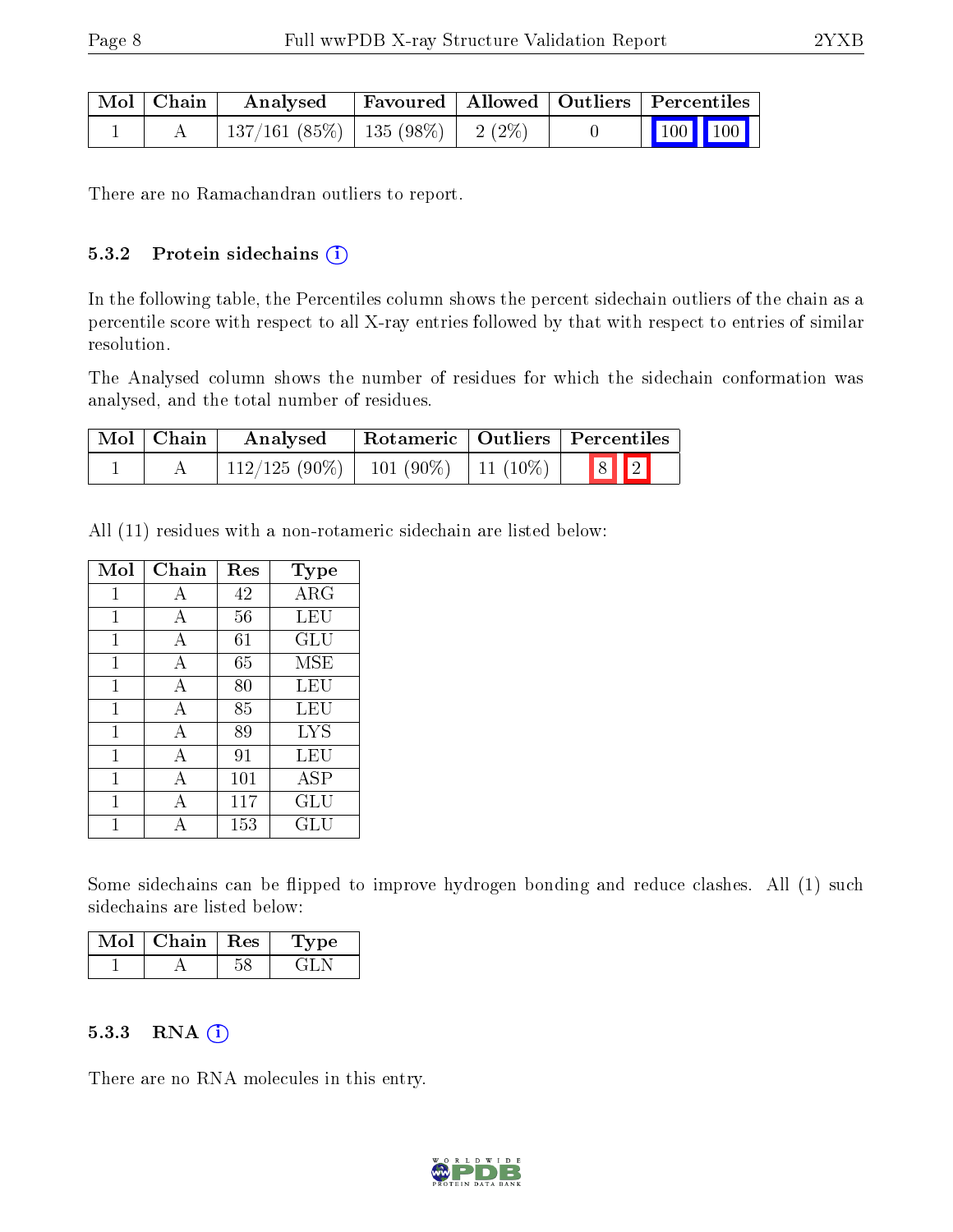| Mol | Chain | Analysed | Favoured | Allowed | Outliers | Percentiles | |
|---|---|---|---|---|---|---|---|
| 1 | A | 137/161 (85%) | 135 (98%) | 2 (2%) | 0 | 100 | 100 |

There are no Ramachandran outliers to report.

### 5.3.2 Protein sidechains (i)

In the following table, the Percentiles column shows the percent sidechain outliers of the chain as a percentile score with respect to all X-ray entries followed by that with respect to entries of similar resolution.

The Analysed column shows the number of residues for which the sidechain conformation was analysed, and the total number of residues.

| Mol | Chain | Analysed | Rotameric | Outliers | Percentiles | |
|---|---|---|---|---|---|---|
| 1 | A | 112/125 (90%) | 101 (90%) | 11 (10%) | 8 | 2 |

All (11) residues with a non-rotameric sidechain are listed below:

| Mol | Chain | Res | Type |
|---|---|---|---|
| 1 | A | 42 | ARG |
| 1 | A | 56 | LEU |
| 1 | A | 61 | GLU |
| 1 | A | 65 | MSE |
| 1 | A | 80 | LEU |
| 1 | A | 85 | LEU |
| 1 | A | 89 | LYS |
| 1 | A | 91 | LEU |
| 1 | A | 101 | ASP |
| 1 | A | 117 | GLU |
| 1 | A | 153 | GLU |

Some sidechains can be flipped to improve hydrogen bonding and reduce clashes. All (1) such sidechains are listed below:

| Mol | Chain | Res | Type |
|---|---|---|---|
| 1 | A | 58 | GLN |

### 5.3.3 RNA (i)

There are no RNA molecules in this entry.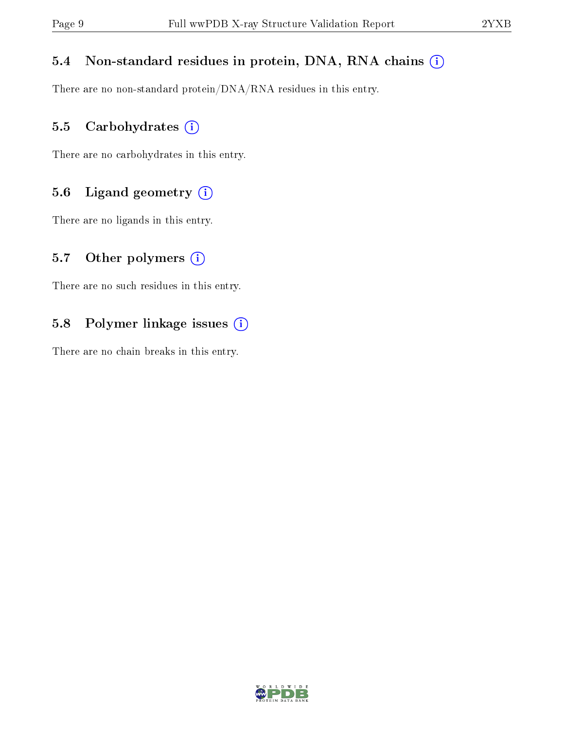### 5.4 Non-standard residues in protein, DNA, RNA chains

There are no non-standard protein/DNA/RNA residues in this entry.

### 5.5 Carbohydrates

There are no carbohydrates in this entry.

### 5.6 Ligand geometry

There are no ligands in this entry.

### 5.7 Other polymers

There are no such residues in this entry.

### 5.8 Polymer linkage issues

There are no chain breaks in this entry.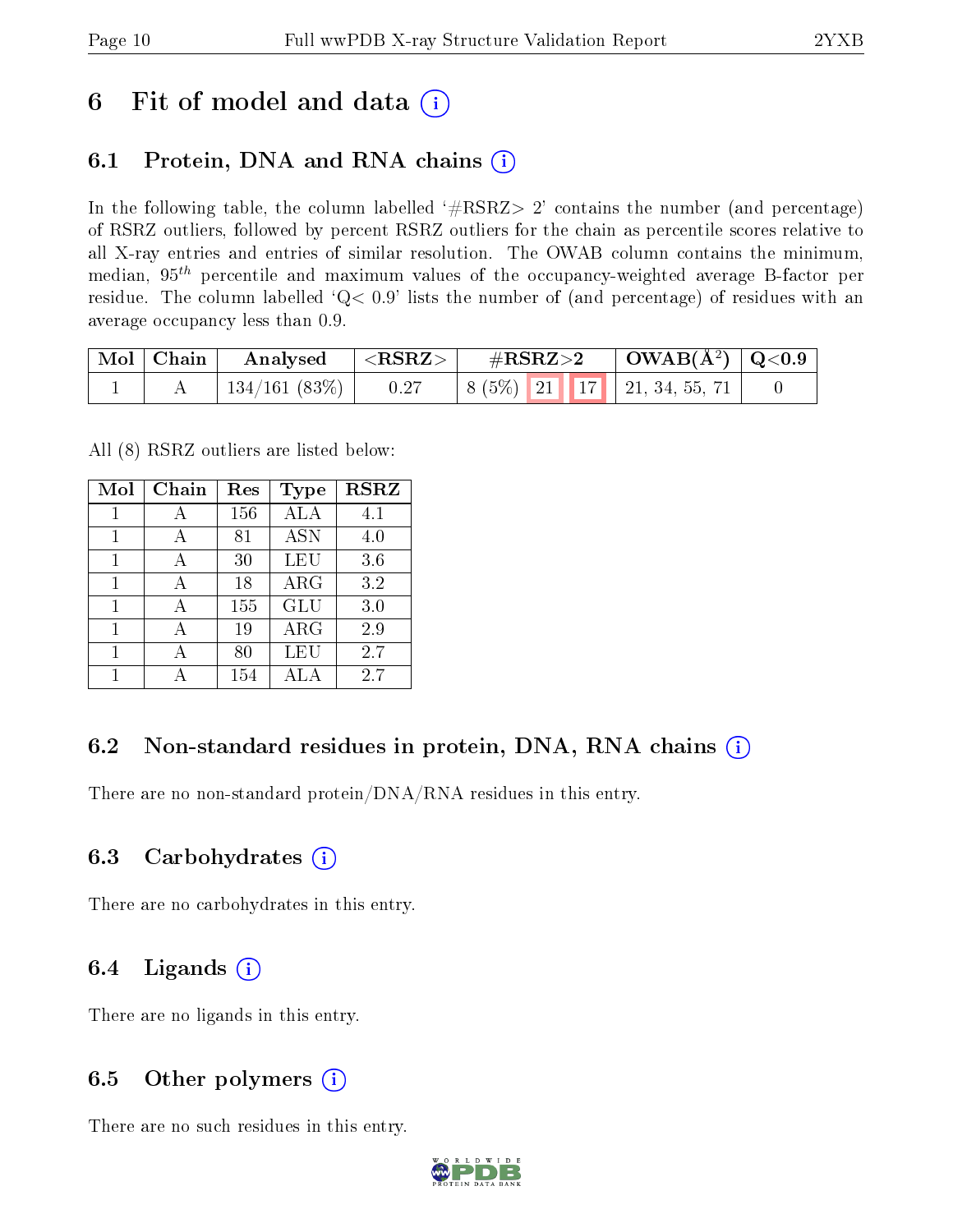# 6 Fit of model and data (i)

## 6.1 Protein, DNA and RNA chains (i)

In the following table, the column labelled '#RSRZ> 2' contains the number (and percentage) of RSRZ outliers, followed by percent RSRZ outliers for the chain as percentile scores relative to all X-ray entries and entries of similar resolution. The OWAB column contains the minimum, median, $95^{th}$ percentile and maximum values of the occupancy-weighted average B-factor per residue. The column labelled 'Q< 0.9' lists the number of (and percentage) of residues with an average occupancy less than 0.9.

| Mol | Chain | Analysed | <RSRZ> | #RSRZ>2 | OWAB($Å^2$) | Q<0.9 |
|---|---|---|---|---|---|---|
| 1 | A | 134/161 (83%) | 0.27 | 8 (5%) 21 17 | 21, 34, 55, 71 | 0 |

All (8) RSRZ outliers are listed below:

| Mol | Chain | Res | Type | RSRZ |
|---|---|---|---|---|
| 1 | A | 156 | ALA | 4.1 |
| 1 | A | 81 | ASN | 4.0 |
| 1 | A | 30 | LEU | 3.6 |
| 1 | A | 18 | ARG | 3.2 |
| 1 | A | 155 | GLU | 3.0 |
| 1 | A | 19 | ARG | 2.9 |
| 1 | A | 80 | LEU | 2.7 |
| 1 | A | 154 | ALA | 2.7 |

## 6.2 Non-standard residues in protein, DNA, RNA chains (i)

There are no non-standard protein/DNA/RNA residues in this entry.

## 6.3 Carbohydrates (i)

There are no carbohydrates in this entry.

## 6.4 Ligands (i)

There are no ligands in this entry.

## 6.5 Other polymers (i)

There are no such residues in this entry.